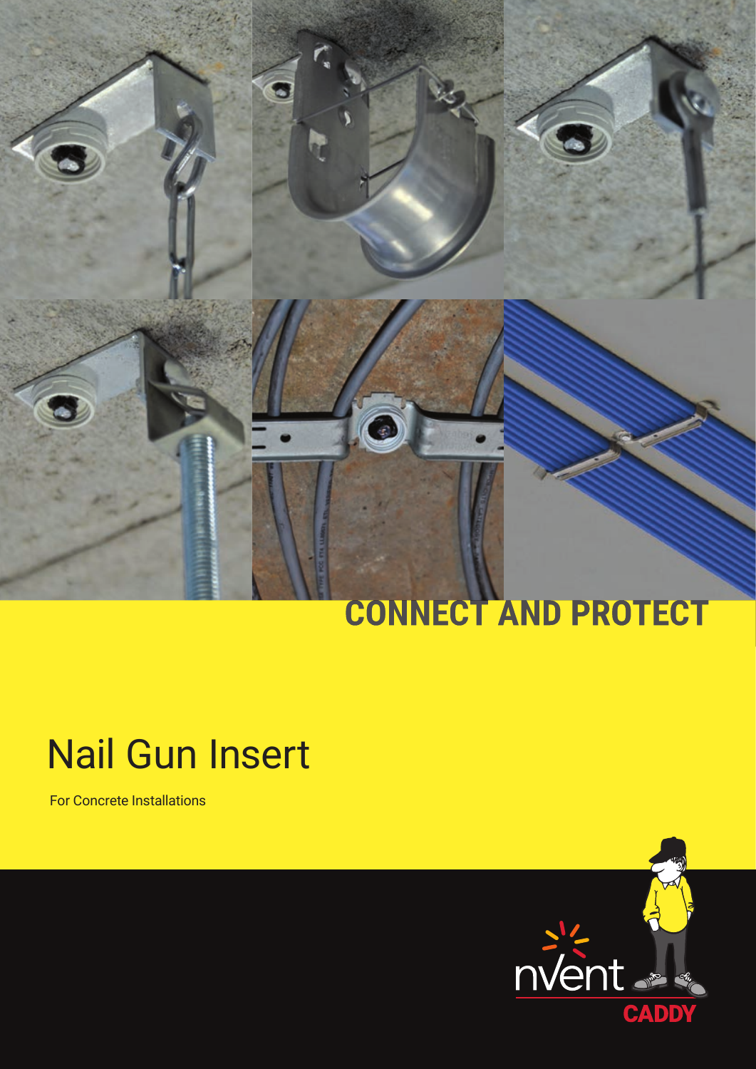CONNECT AND PROTECT

# Nail Gun Insert

For Concrete Installations

nVent CADDY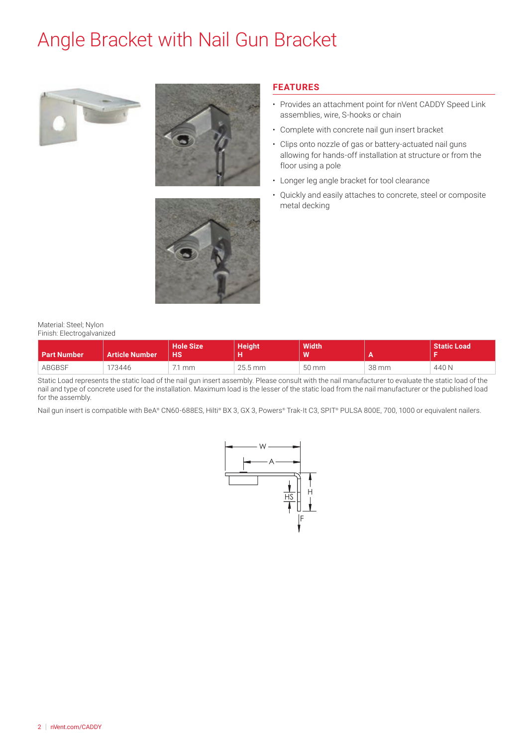# Angle Bracket with Nail Gun Bracket

## FEATURES

- Provides an attachment point for nVent CADDY Speed Link assemblies, wire, S-hooks or chain
- Complete with concrete nail gun insert bracket
- Clips onto nozzle of gas or battery-actuated nail guns allowing for hands-off installation at structure or from the floor using a pole
- Longer leg angle bracket for tool clearance
- Quickly and easily attaches to concrete, steel or composite metal decking

Material: Steel; Nylon
Finish: Electrogalvanized

| Part Number | Article Number | Hole Size HS | Height H | Width W | A | Static Load F |
|---|---|---|---|---|---|---|
| ABGBSF | 173446 | 7.1 mm | 25.5 mm | 50 mm | 38 mm | 440 N |

Static Load represents the static load of the nail gun insert assembly. Please consult with the nail manufacturer to evaluate the static load of the nail and type of concrete used for the installation. Maximum load is the lesser of the static load from the nail manufacturer or the published load for the assembly.

Nail gun insert is compatible with BeA® CN60-688ES, Hilti® BX 3, GX 3, Powers® Trak-It C3, SPIT® PULSA 800E, 700, 1000 or equivalent nailers.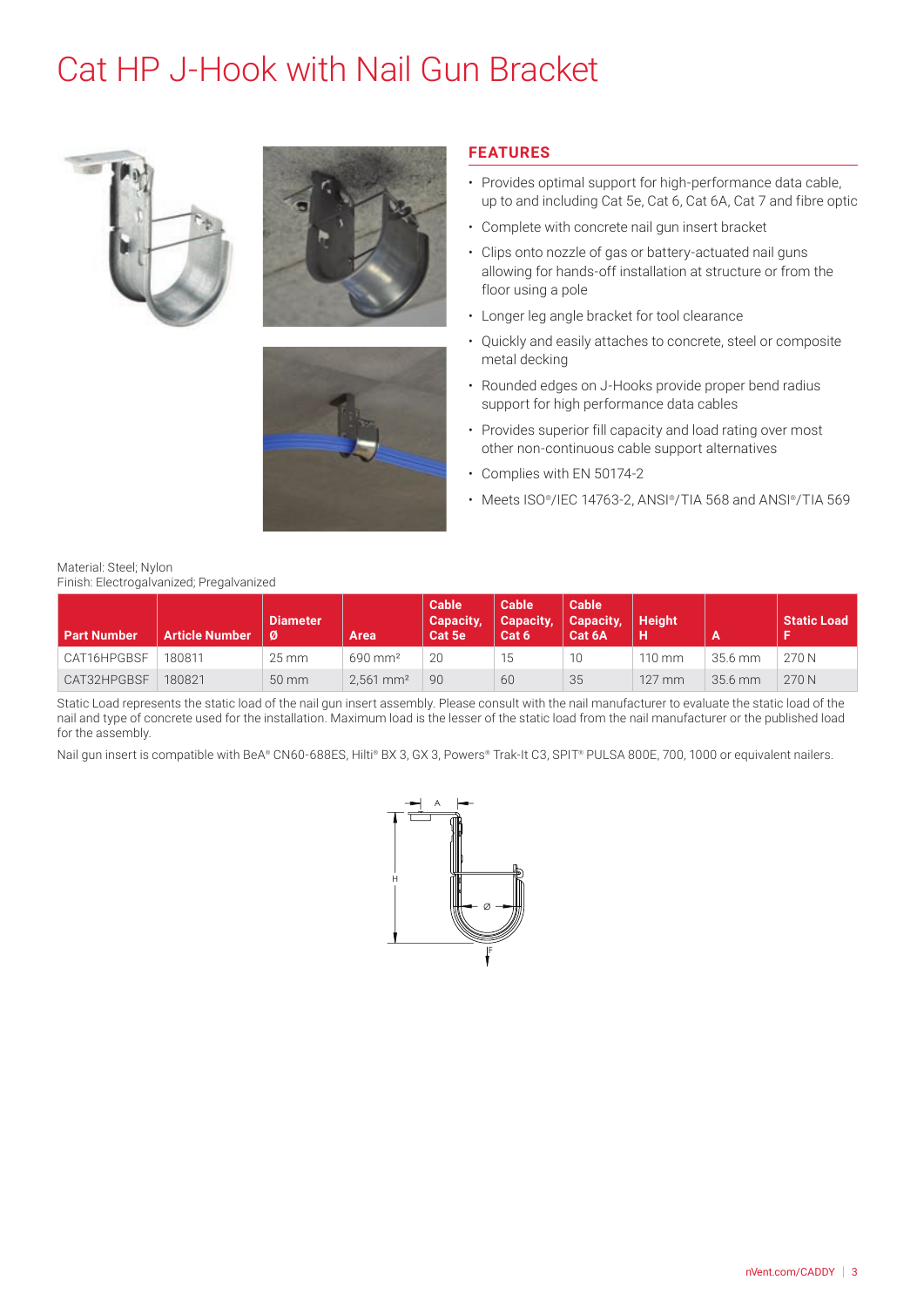# Cat HP J-Hook with Nail Gun Bracket

## FEATURES

- Provides optimal support for high-performance data cable, up to and including Cat 5e, Cat 6, Cat 6A, Cat 7 and fibre optic
- Complete with concrete nail gun insert bracket
- Clips onto nozzle of gas or battery-actuated nail guns allowing for hands-off installation at structure or from the floor using a pole
- Longer leg angle bracket for tool clearance
- Quickly and easily attaches to concrete, steel or composite metal decking
- Rounded edges on J-Hooks provide proper bend radius support for high performance data cables
- Provides superior fill capacity and load rating over most other non-continuous cable support alternatives
- Complies with EN 50174-2
- Meets ISO®/IEC 14763-2, ANSI®/TIA 568 and ANSI®/TIA 569

Material: Steel; Nylon
Finish: Electrogalvanized; Pregalvanized

| Part Number | Article Number | Diameter Ø | Area | Cable Capacity, Cat 5e | Cable Capacity, Cat 6 | Cable Capacity, Cat 6A | Height H | A | Static Load F |
|---|---|---|---|---|---|---|---|---|---|
| CAT16HPGBSF | 180811 | 25 mm | 690 mm² | 20 | 15 | 10 | 110 mm | 35.6 mm | 270 N |
| CAT32HPGBSF | 180821 | 50 mm | 2,561 mm² | 90 | 60 | 35 | 127 mm | 35.6 mm | 270 N |

Static Load represents the static load of the nail gun insert assembly. Please consult with the nail manufacturer to evaluate the static load of the nail and type of concrete used for the installation. Maximum load is the lesser of the static load from the nail manufacturer or the published load for the assembly.

Nail gun insert is compatible with BeA® CN60-688ES, Hilti® BX 3, GX 3, Powers® Trak-It C3, SPIT® PULSA 800E, 700, 1000 or equivalent nailers.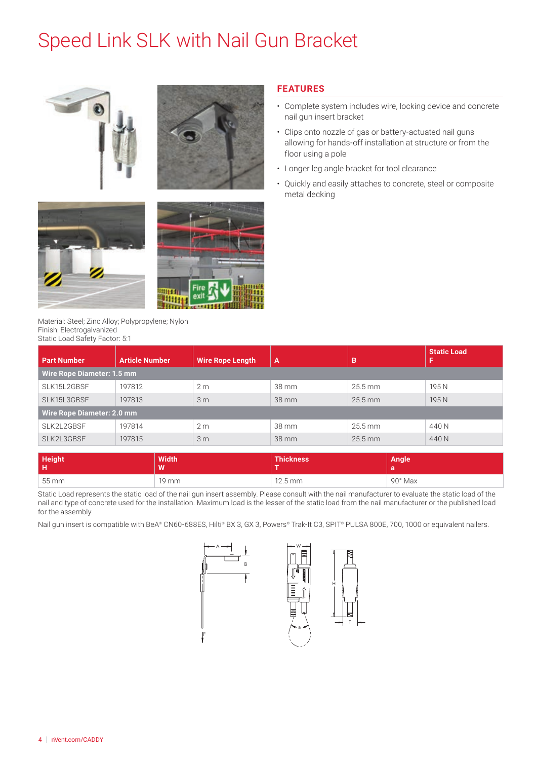# Speed Link SLK with Nail Gun Bracket

## FEATURES

- Complete system includes wire, locking device and concrete nail gun insert bracket
- Clips onto nozzle of gas or battery-actuated nail guns allowing for hands-off installation at structure or from the floor using a pole
- Longer leg angle bracket for tool clearance
- Quickly and easily attaches to concrete, steel or composite metal decking

Material: Steel; Zinc Alloy; Polypropylene; Nylon
Finish: Electrogalvanized
Static Load Safety Factor: 5:1

| Part Number | Article Number | Wire Rope Length | A | B | Static Load F |
|---|---|---|---|---|---|
| **Wire Rope Diameter: 1.5 mm** | | | | | |
| SLK15L2GBSF | 197812 | 2 m | 38 mm | 25.5 mm | 195 N |
| SLK15L3GBSF | 197813 | 3 m | 38 mm | 25.5 mm | 195 N |
| **Wire Rope Diameter: 2.0 mm** | | | | | |
| SLK2L2GBSF | 197814 | 2 m | 38 mm | 25.5 mm | 440 N |
| SLK2L3GBSF | 197815 | 3 m | 38 mm | 25.5 mm | 440 N |

| Height H | Width W | Thickness T | Angle a |
|---|---|---|---|
| 55 mm | 19 mm | 12.5 mm | 90° Max |

Static Load represents the static load of the nail gun insert assembly. Please consult with the nail manufacturer to evaluate the static load of the nail and type of concrete used for the installation. Maximum load is the lesser of the static load from the nail manufacturer or the published load for the assembly.

Nail gun insert is compatible with BeA® CN60-688ES, Hilti® BX 3, GX 3, Powers® Trak-It C3, SPIT® PULSA 800E, 700, 1000 or equivalent nailers.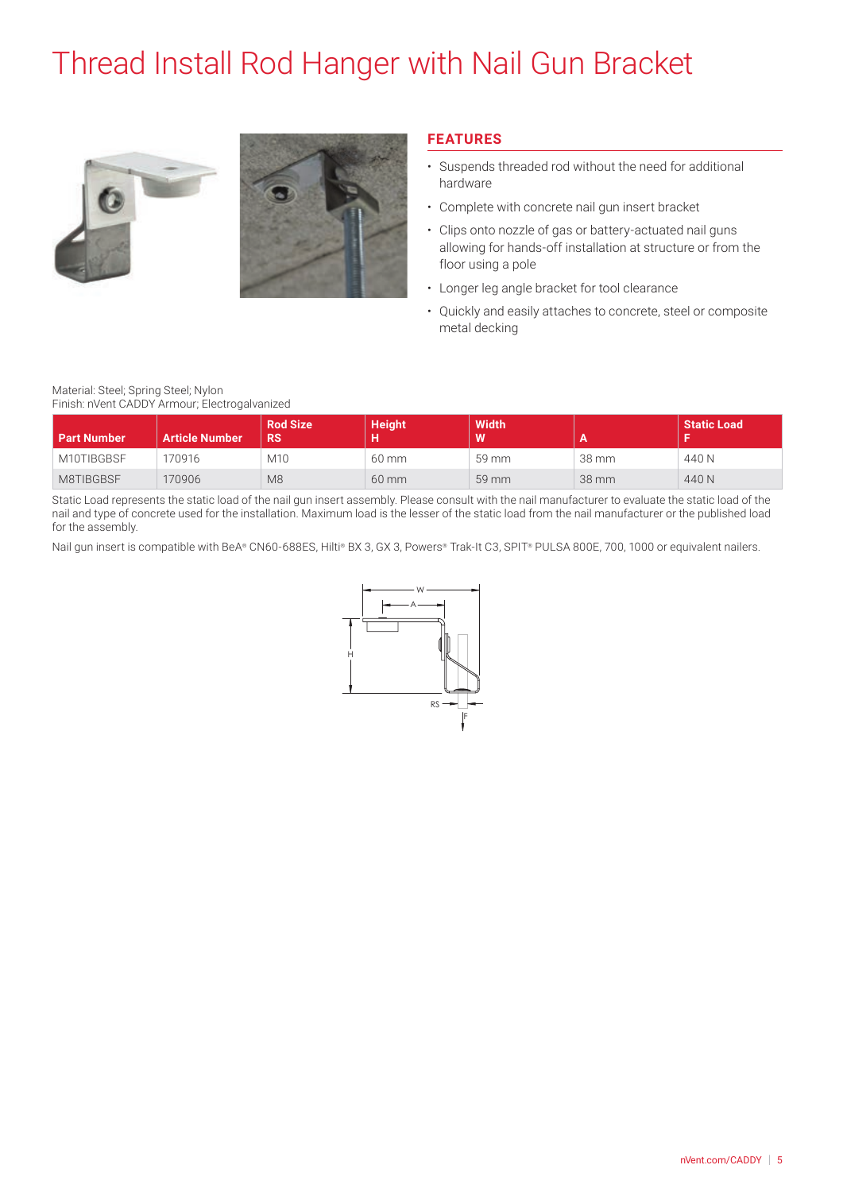# Thread Install Rod Hanger with Nail Gun Bracket

## FEATURES

- Suspends threaded rod without the need for additional hardware
- Complete with concrete nail gun insert bracket
- Clips onto nozzle of gas or battery-actuated nail guns allowing for hands-off installation at structure or from the floor using a pole
- Longer leg angle bracket for tool clearance
- Quickly and easily attaches to concrete, steel or composite metal decking

Material: Steel; Spring Steel; Nylon
Finish: nVent CADDY Armour; Electrogalvanized

| Part Number | Article Number | Rod Size RS | Height H | Width W | A | Static Load F |
|---|---|---|---|---|---|---|
| M10TIBGBSF | 170916 | M10 | 60 mm | 59 mm | 38 mm | 440 N |
| M8TIBGBSF | 170906 | M8 | 60 mm | 59 mm | 38 mm | 440 N |

Static Load represents the static load of the nail gun insert assembly. Please consult with the nail manufacturer to evaluate the static load of the nail and type of concrete used for the installation. Maximum load is the lesser of the static load from the nail manufacturer or the published load for the assembly.

Nail gun insert is compatible with BeA® CN60-688ES, Hilti® BX 3, GX 3, Powers® Trak-It C3, SPIT® PULSA 800E, 700, 1000 or equivalent nailers.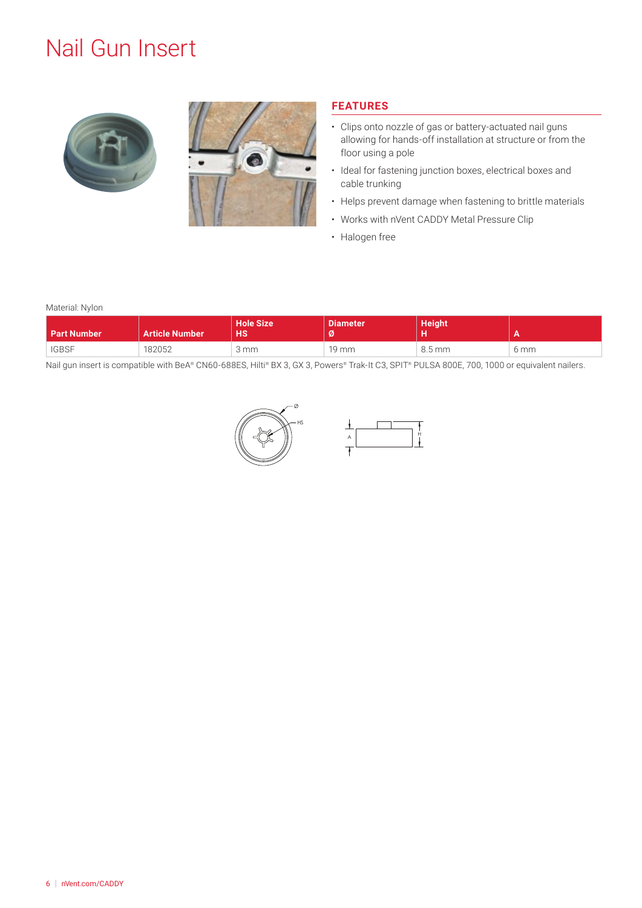# Nail Gun Insert

## FEATURES

- Clips onto nozzle of gas or battery-actuated nail guns allowing for hands-off installation at structure or from the floor using a pole
- Ideal for fastening junction boxes, electrical boxes and cable trunking
- Helps prevent damage when fastening to brittle materials
- Works with nVent CADDY Metal Pressure Clip
- Halogen free

Material: Nylon

| Part Number | Article Number | Hole Size HS | Diameter Ø | Height H | A |
|---|---|---|---|---|---|
| IGBSF | 182052 | 3 mm | 19 mm | 8.5 mm | 6 mm |

Nail gun insert is compatible with BeA® CN60-688ES, Hilti® BX 3, GX 3, Powers® Trak-It C3, SPIT® PULSA 800E, 700, 1000 or equivalent nailers.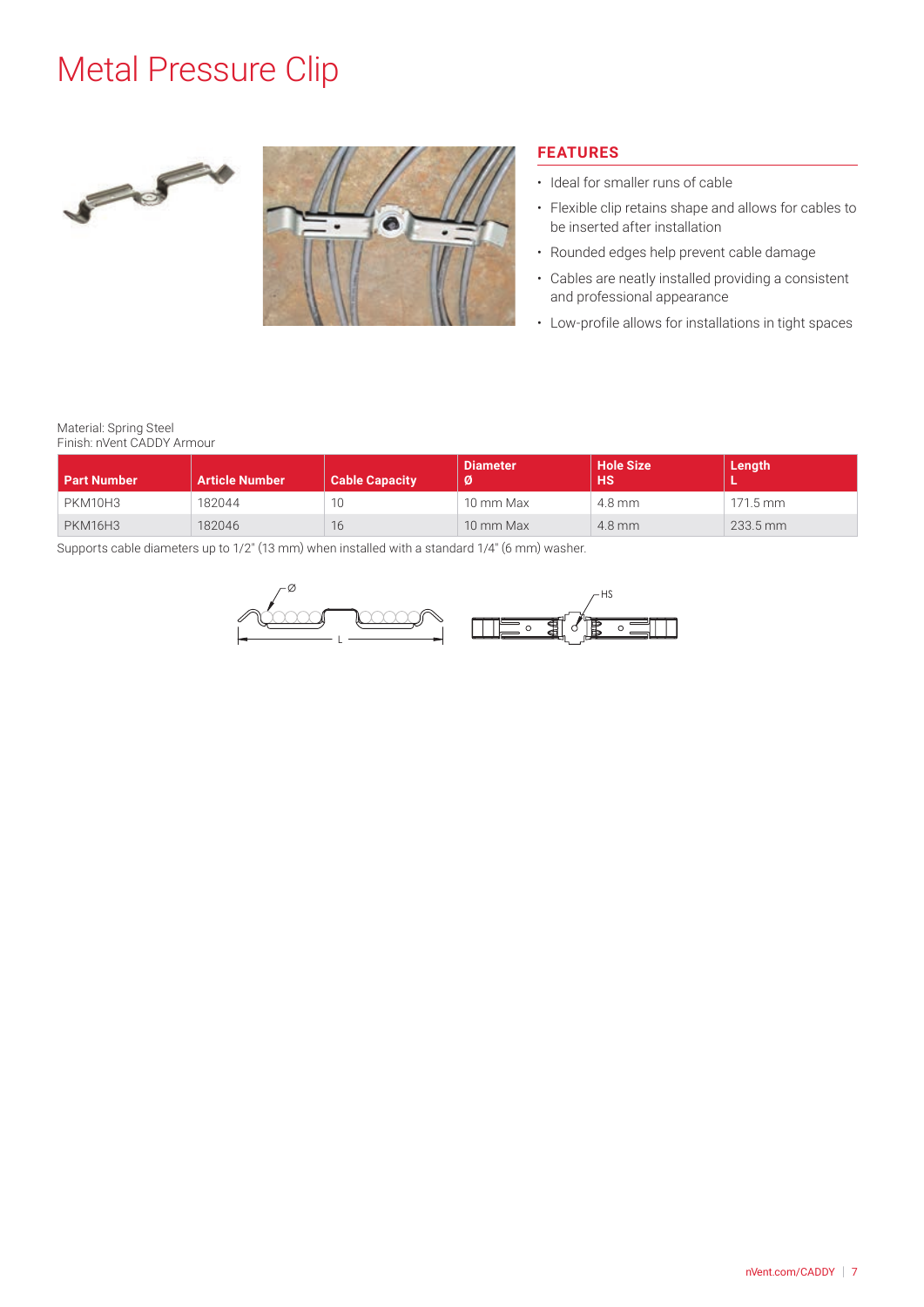# Metal Pressure Clip

## FEATURES

- Ideal for smaller runs of cable
- Flexible clip retains shape and allows for cables to be inserted after installation
- Rounded edges help prevent cable damage
- Cables are neatly installed providing a consistent and professional appearance
- Low-profile allows for installations in tight spaces

Material: Spring Steel
Finish: nVent CADDY Armour

| Part Number | Article Number | Cable Capacity | Diameter Ø | Hole Size HS | Length L |
|---|---|---|---|---|---|
| PKM10H3 | 182044 | 10 | 10 mm Max | 4.8 mm | 171.5 mm |
| PKM16H3 | 182046 | 16 | 10 mm Max | 4.8 mm | 233.5 mm |

Supports cable diameters up to 1/2" (13 mm) when installed with a standard 1/4" (6 mm) washer.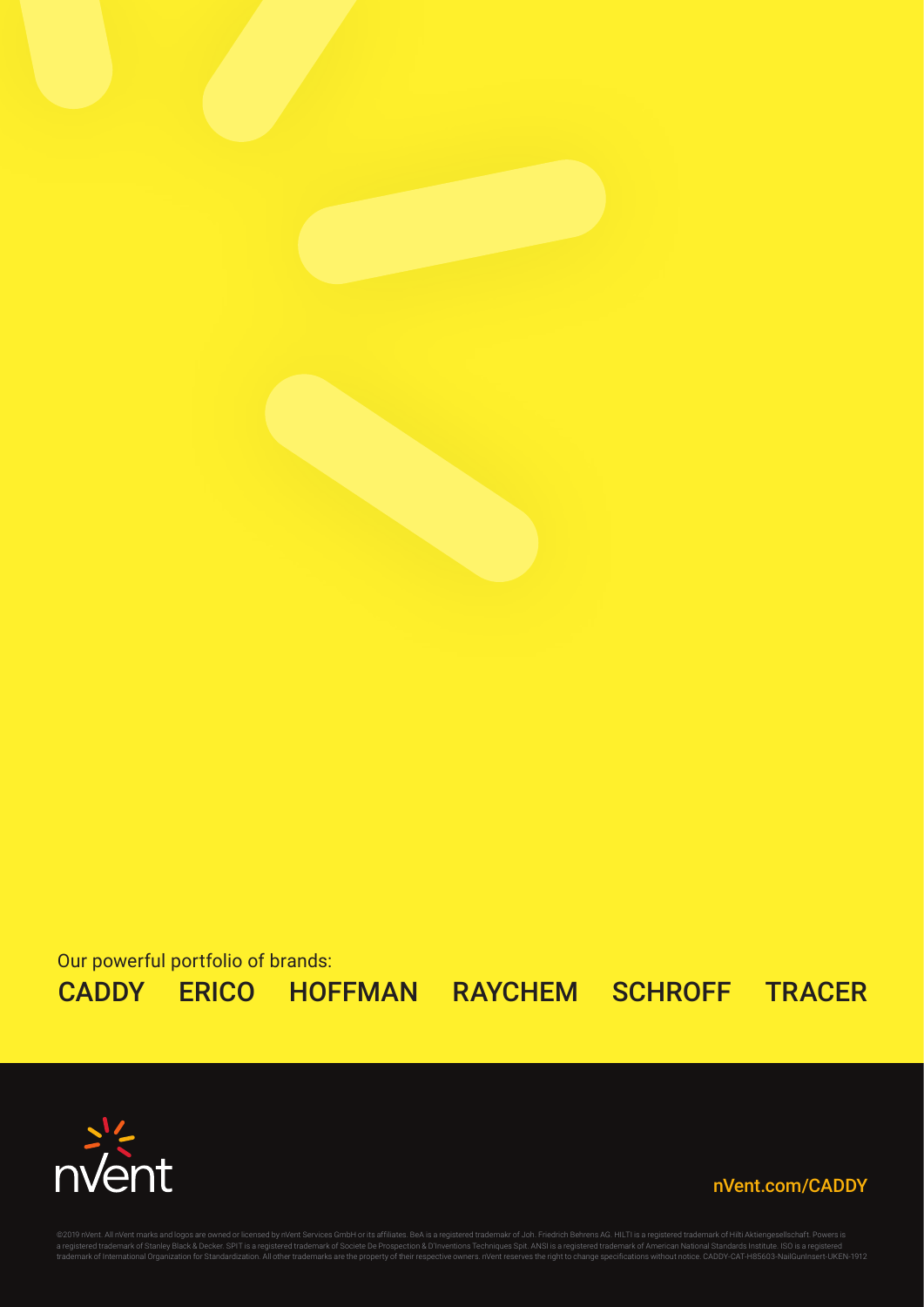Our powerful portfolio of brands:

CADDY ERICO HOFFMAN RAYCHEM SCHROFF TRACER

nVent

nVent.com/CADDY

©2019 nVent. All nVent marks and logos are owned or licensed by nVent Services GmbH or its affiliates. BeA is a registered trademakr of Joh. Friedrich Behrens AG. HILTI is a registered trademark of Hilti Aktiengesellschaft. Powers is a registered trademark of Stanley Black & Decker. SPIT is a registered trademark of Societe De Prospection & D'Inventions Techniques Spit. ANSI is a registered trademark of American National Standards Institute. ISO is a registered trademark of International Organization for Standardization. All other trademarks are the property of their respective owners. nVent reserves the right to change specifications without notice. CADDY-CAT-H85603-NailGunInsert-UKEN-1912